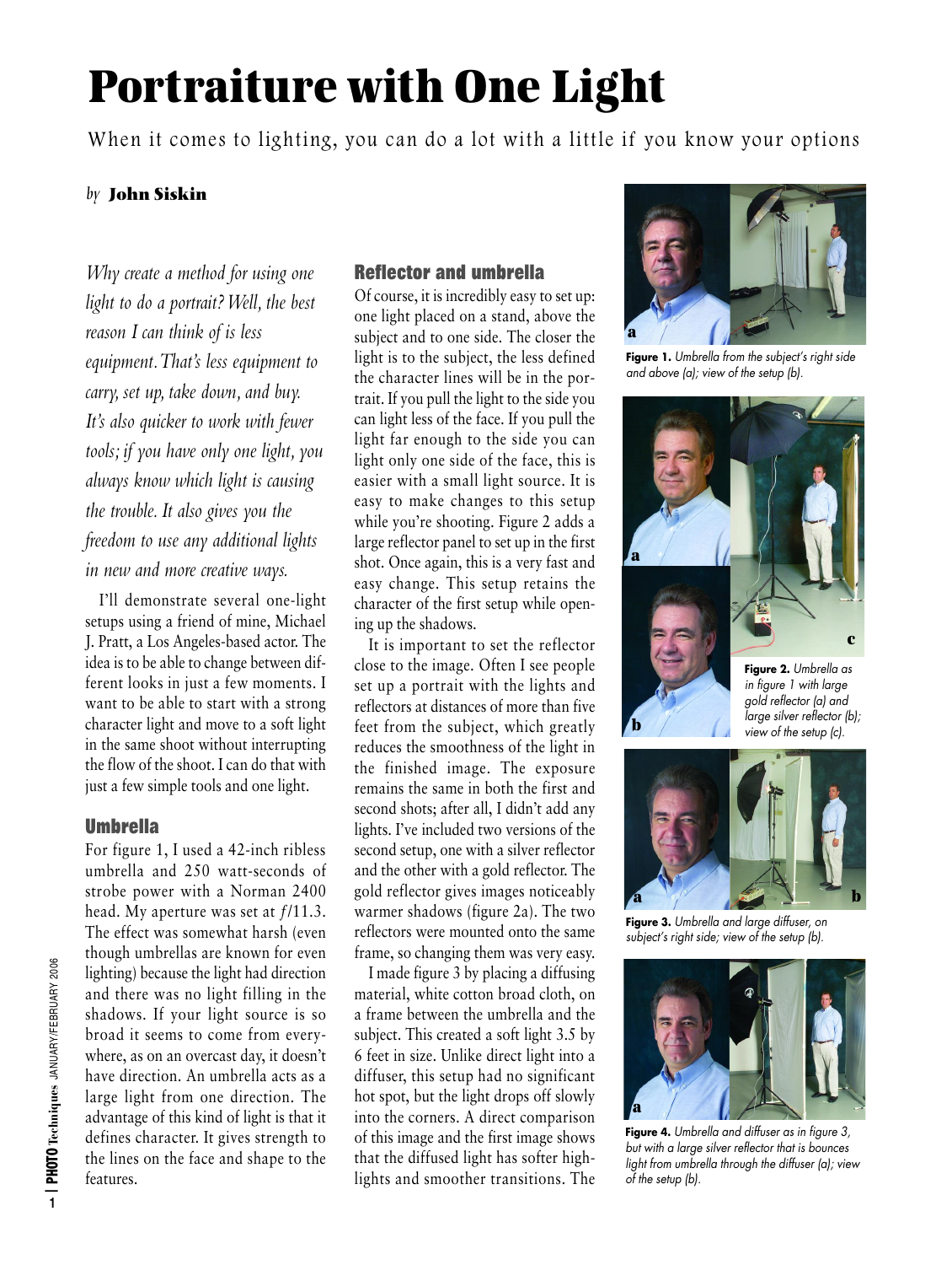# Portraiture with One Light

When it comes to lighting, you can do a lot with a little if you know your options

*by* **John Siskin**

*Why create a method for using one light to do a portrait? Well, the best reason I can think of is less equipment. That's less equipment to carry, set up, take down, and buy. It's also quicker to work with fewer tools; if you have only one light, you always know which light is causing the trouble. It also gives you the freedom to use any additional lights in new and more creative ways.*

I'll demonstrate several one-light setups using a friend of mine, Michael J. Pratt, a Los Angeles-based actor. The idea is to be able to change between different looks in just a few moments. I want to be able to start with a strong character light and move to a soft light in the same shoot without interrupting the flow of the shoot. I can do that with just a few simple tools and one light.

## Umbrella

For figure 1, I used a 42-inch ribless umbrella and 250 watt-seconds of strobe power with a Norman 2400 head. My aperture was set at $f$/11.3. The effect was somewhat harsh (even though umbrellas are known for even lighting) because the light had direction and there was no light filling in the shadows. If your light source is so broad it seems to come from everywhere, as on an overcast day, it doesn't have direction. An umbrella acts as a large light from one direction. The advantage of this kind of light is that it defines character. It gives strength to the lines on the face and shape to the features.

## Reflector and umbrella

Of course, it is incredibly easy to set up: one light placed on a stand, above the subject and to one side. The closer the light is to the subject, the less defined the character lines will be in the portrait. If you pull the light to the side you can light less of the face. If you pull the light far enough to the side you can light only one side of the face, this is easier with a small light source. It is easy to make changes to this setup while you're shooting. Figure 2 adds a large reflector panel to set up in the first shot. Once again, this is a very fast and easy change. This setup retains the character of the first setup while opening up the shadows.

It is important to set the reflector close to the image. Often I see people set up a portrait with the lights and reflectors at distances of more than five feet from the subject, which greatly reduces the smoothness of the light in the finished image. The exposure remains the same in both the first and second shots; after all, I didn't add any lights. I've included two versions of the second setup, one with a silver reflector and the other with a gold reflector. The gold reflector gives images noticeably warmer shadows (figure 2a). The two reflectors were mounted onto the same frame, so changing them was very easy.

I made figure 3 by placing a diffusing material, white cotton broad cloth, on a frame between the umbrella and the subject. This created a soft light 3.5 by 6 feet in size. Unlike direct light into a diffuser, this setup had no significant hot spot, but the light drops off slowly into the corners. A direct comparison of this image and the first image shows that the diffused light has softer highlights and smoother transitions. The

**Figure 1.** *Umbrella from the subject's right side and above (a); view of the setup (b).*

**Figure 2.** *Umbrella as in figure 1 with large gold reflector (a) and large silver reflector (b); view of the setup (c).*

**Figure 3.** *Umbrella and large diffuser, on subject's right side; view of the setup (b).*

**Figure 4.** *Umbrella and diffuser as in figure 3, but with a large silver reflector that is bounces light from umbrella through the diffuser (a); view of the setup (b).*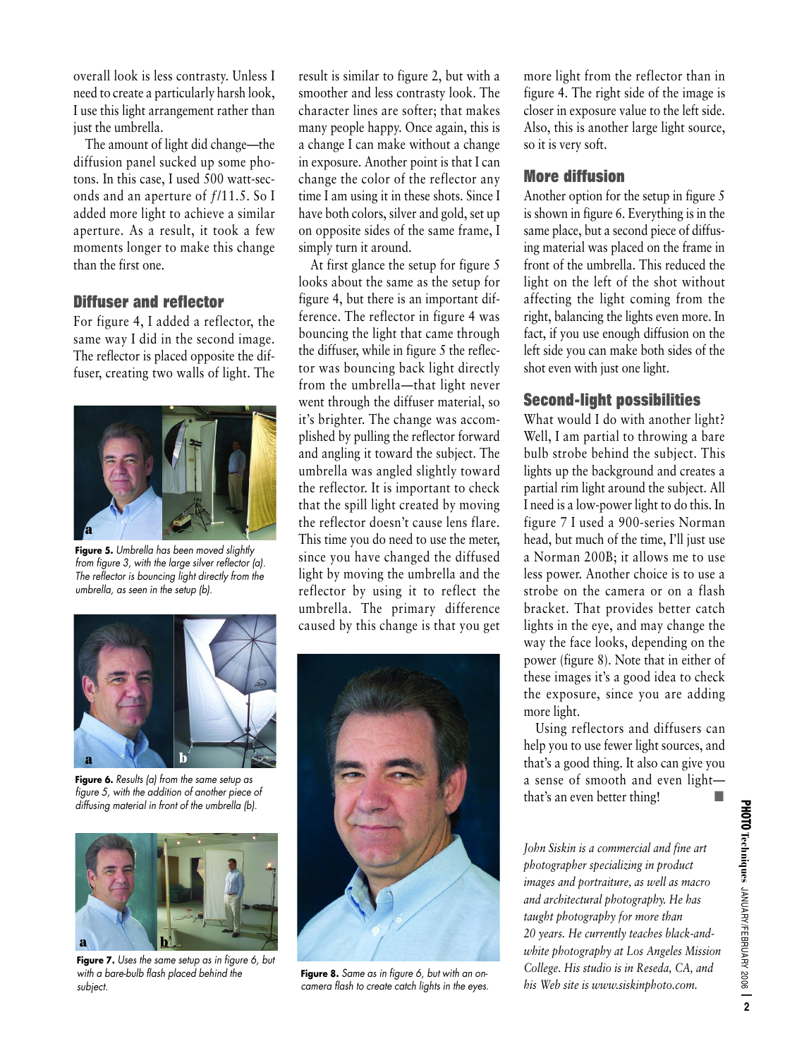overall look is less contrasty. Unless I need to create a particularly harsh look, I use this light arrangement rather than just the umbrella.

The amount of light did change—the diffusion panel sucked up some photons. In this case, I used 500 watt-seconds and an aperture of *f*/11.5. So I added more light to achieve a similar aperture. As a result, it took a few moments longer to make this change than the first one.

## Diffuser and reflector

For figure 4, I added a reflector, the same way I did in the second image. The reflector is placed opposite the diffuser, creating two walls of light. The result is similar to figure 2, but with a smoother and less contrasty look. The character lines are softer; that makes many people happy. Once again, this is a change I can make without a change in exposure. Another point is that I can change the color of the reflector any time I am using it in these shots. Since I have both colors, silver and gold, set up on opposite sides of the same frame, I simply turn it around.

At first glance the setup for figure 5 looks about the same as the setup for figure 4, but there is an important difference. The reflector in figure 4 was bouncing the light that came through the diffuser, while in figure 5 the reflector was bouncing back light directly from the umbrella—that light never went through the diffuser material, so it's brighter. The change was accomplished by pulling the reflector forward and angling it toward the subject. The umbrella was angled slightly toward the reflector. It is important to check that the spill light created by moving the reflector doesn't cause lens flare. This time you do need to use the meter, since you have changed the diffused light by moving the umbrella and the reflector by using it to reflect the umbrella. The primary difference caused by this change is that you get more light from the reflector than in figure 4. The right side of the image is closer in exposure value to the left side. Also, this is another large light source, so it is very soft.

**Figure 5.** *Umbrella has been moved slightly from figure 3, with the large silver reflector (a). The reflector is bouncing light directly from the umbrella, as seen in the setup (b).*

**Figure 6.** *Results (a) from the same setup as figure 5, with the addition of another piece of diffusing material in front of the umbrella (b).*

**Figure 7.** *Uses the same setup as in figure 6, but with a bare-bulb flash placed behind the subject.*

**Figure 8.** *Same as in figure 6, but with an on-camera flash to create catch lights in the eyes.*

## More diffusion

Another option for the setup in figure 5 is shown in figure 6. Everything is in the same place, but a second piece of diffusing material was placed on the frame in front of the umbrella. This reduced the light on the left of the shot without affecting the light coming from the right, balancing the lights even more. In fact, if you use enough diffusion on the left side you can make both sides of the shot even with just one light.

## Second-light possibilities

What would I do with another light? Well, I am partial to throwing a bare bulb strobe behind the subject. This lights up the background and creates a partial rim light around the subject. All I need is a low-power light to do this. In figure 7 I used a 900-series Norman head, but much of the time, I'll just use a Norman 200B; it allows me to use less power. Another choice is to use a strobe on the camera or on a flash bracket. That provides better catch lights in the eye, and may change the way the face looks, depending on the power (figure 8). Note that in either of these images it's a good idea to check the exposure, since you are adding more light.

Using reflectors and diffusers can help you to use fewer light sources, and that's a good thing. It also can give you a sense of smooth and even light—that's an even better thing! ■

*John Siskin is a commercial and fine art photographer specializing in product images and portraiture, as well as macro and architectural photography. He has taught photography for more than 20 years. He currently teaches black-and-white photography at Los Angeles Mission College. His studio is in Reseda, CA, and his Web site is www.siskinphoto.com.*